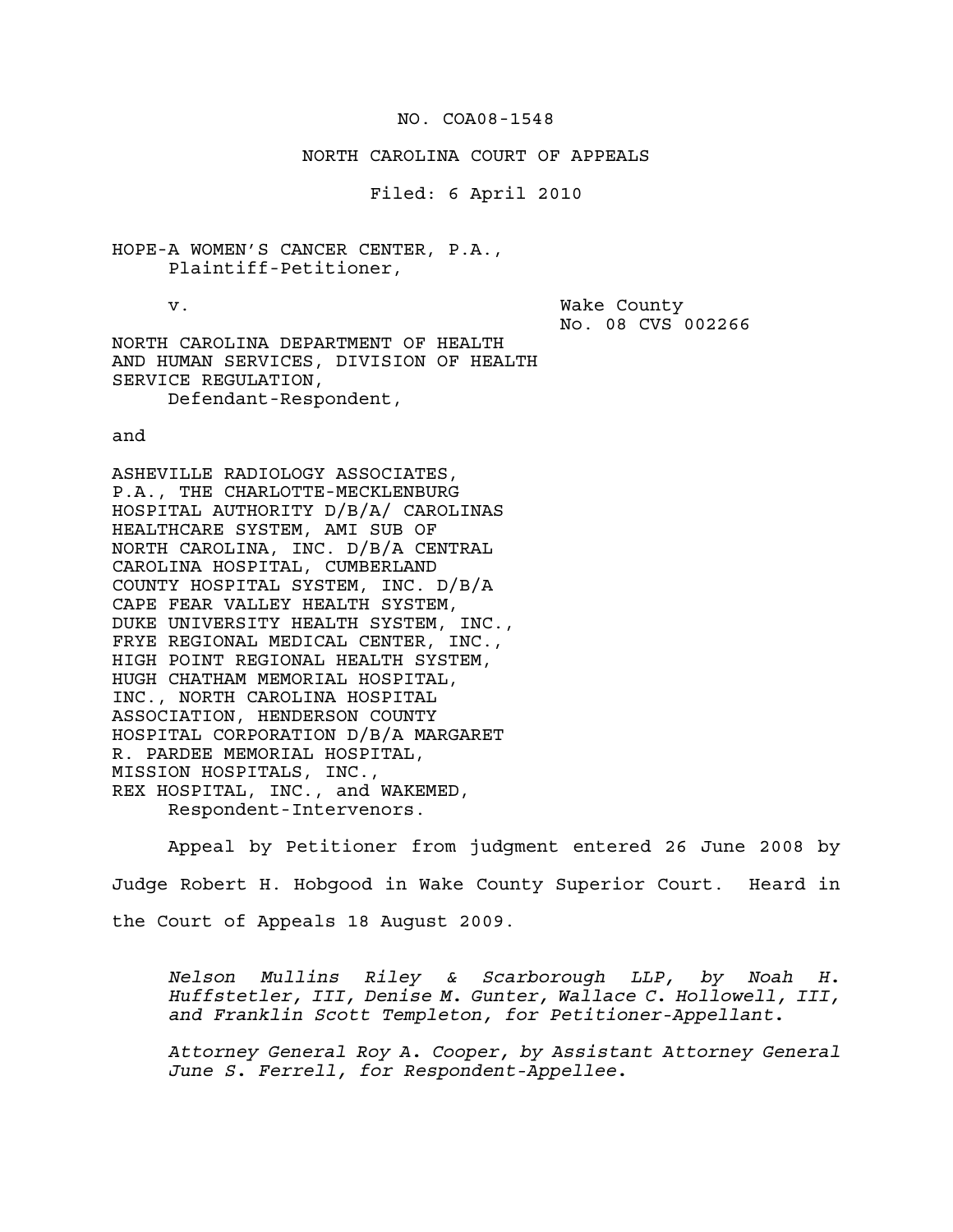NO. COA08-1548

NORTH CAROLINA COURT OF APPEALS

Filed: 6 April 2010

HOPE-A WOMEN'S CANCER CENTER, P.A.,
Plaintiff-Petitioner,

v.

Wake County
No. 08 CVS 002266

NORTH CAROLINA DEPARTMENT OF HEALTH AND HUMAN SERVICES, DIVISION OF HEALTH SERVICE REGULATION,
Defendant-Respondent,

and

ASHEVILLE RADIOLOGY ASSOCIATES, P.A., THE CHARLOTTE-MECKLENBURG HOSPITAL AUTHORITY D/B/A/ CAROLINAS HEALTHCARE SYSTEM, AMI SUB OF NORTH CAROLINA, INC. D/B/A CENTRAL CAROLINA HOSPITAL, CUMBERLAND COUNTY HOSPITAL SYSTEM, INC. D/B/A CAPE FEAR VALLEY HEALTH SYSTEM, DUKE UNIVERSITY HEALTH SYSTEM, INC., FRYE REGIONAL MEDICAL CENTER, INC., HIGH POINT REGIONAL HEALTH SYSTEM, HUGH CHATHAM MEMORIAL HOSPITAL, INC., NORTH CAROLINA HOSPITAL ASSOCIATION, HENDERSON COUNTY HOSPITAL CORPORATION D/B/A MARGARET R. PARDEE MEMORIAL HOSPITAL, MISSION HOSPITALS, INC., REX HOSPITAL, INC., and WAKEMED,
Respondent-Intervenors.

Appeal by Petitioner from judgment entered 26 June 2008 by Judge Robert H. Hobgood in Wake County Superior Court. Heard in the Court of Appeals 18 August 2009.

*Nelson Mullins Riley & Scarborough LLP, by Noah H. Huffstetler, III, Denise M. Gunter, Wallace C. Hollowell, III, and Franklin Scott Templeton, for Petitioner-Appellant.*

*Attorney General Roy A. Cooper, by Assistant Attorney General June S. Ferrell, for Respondent-Appellee.*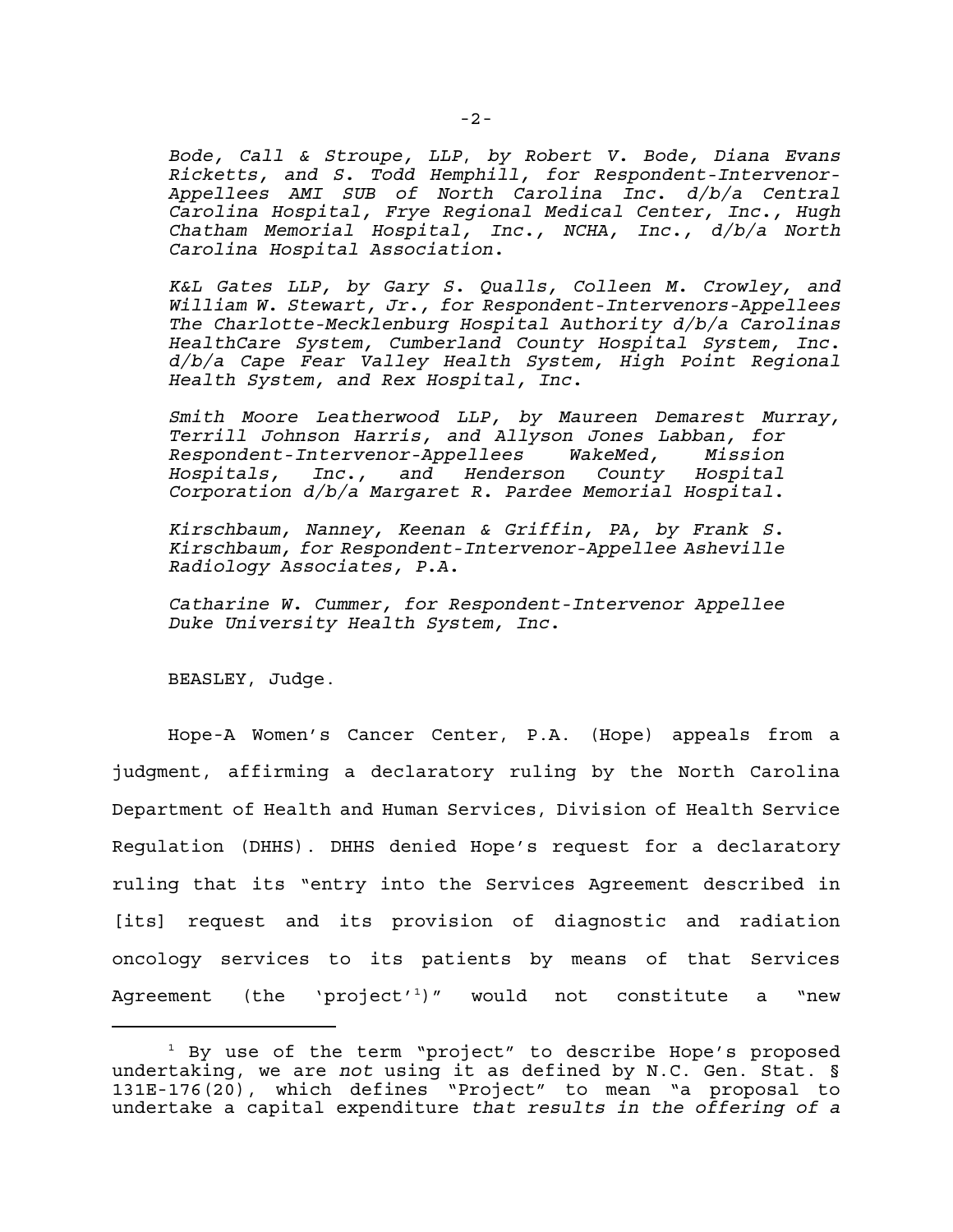*Bode, Call & Stroupe, LLP, by Robert V. Bode, Diana Evans Ricketts, and S. Todd Hemphill, for Respondent-Intervenor-Appellees AMI SUB of North Carolina Inc. d/b/a Central Carolina Hospital, Frye Regional Medical Center, Inc., Hugh Chatham Memorial Hospital, Inc., NCHA, Inc., d/b/a North Carolina Hospital Association.*

*K&L Gates LLP, by Gary S. Qualls, Colleen M. Crowley, and William W. Stewart, Jr., for Respondent-Intervenors-Appellees The Charlotte-Mecklenburg Hospital Authority d/b/a Carolinas HealthCare System, Cumberland County Hospital System, Inc. d/b/a Cape Fear Valley Health System, High Point Regional Health System, and Rex Hospital, Inc.*

*Smith Moore Leatherwood LLP, by Maureen Demarest Murray, Terrill Johnson Harris, and Allyson Jones Labban, for Respondent-Intervenor-Appellees WakeMed, Mission Hospitals, Inc., and Henderson County Hospital Corporation d/b/a Margaret R. Pardee Memorial Hospital.*

*Kirschbaum, Nanney, Keenan & Griffin, PA, by Frank S. Kirschbaum, for Respondent-Intervenor-Appellee Asheville Radiology Associates, P.A.*

*Catharine W. Cummer, for Respondent-Intervenor Appellee Duke University Health System, Inc.*

BEASLEY, Judge.

Hope-A Women's Cancer Center, P.A. (Hope) appeals from a judgment, affirming a declaratory ruling by the North Carolina Department of Health and Human Services, Division of Health Service Regulation (DHHS). DHHS denied Hope's request for a declaratory ruling that its "entry into the Services Agreement described in [its] request and its provision of diagnostic and radiation oncology services to its patients by means of that Services Agreement (the 'project'[1])" would not constitute a "new

[1] By use of the term "project" to describe Hope's proposed undertaking, we are *not* using it as defined by N.C. Gen. Stat. § 131E-176(20), which defines "Project" to mean "a proposal to undertake a capital expenditure *that results in the offering of a*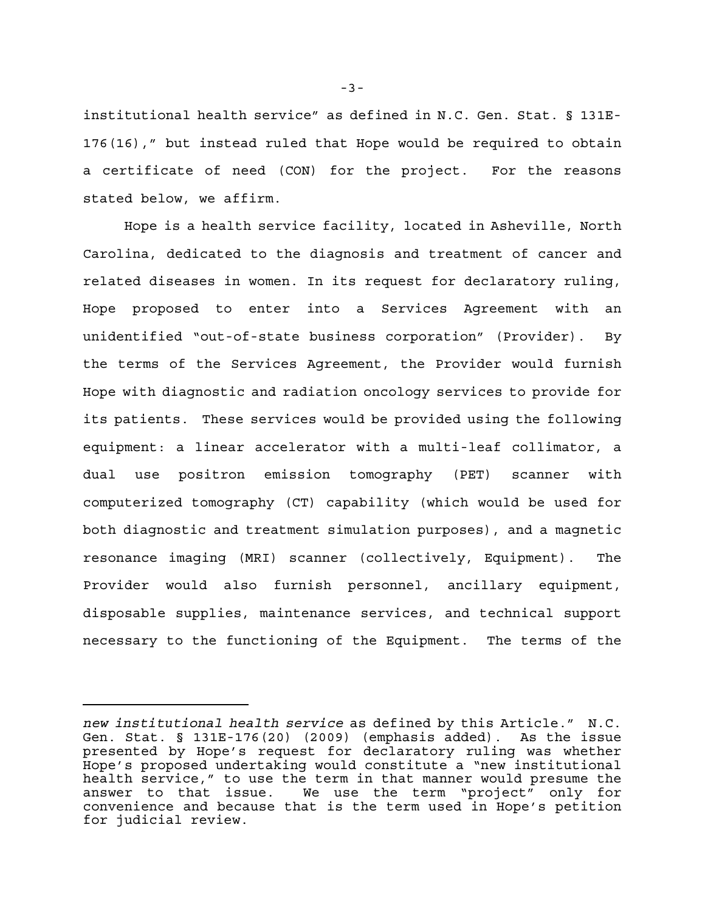institutional health service" as defined in N.C. Gen. Stat. § 131E-176(16)," but instead ruled that Hope would be required to obtain a certificate of need (CON) for the project. For the reasons stated below, we affirm.

Hope is a health service facility, located in Asheville, North Carolina, dedicated to the diagnosis and treatment of cancer and related diseases in women. In its request for declaratory ruling, Hope proposed to enter into a Services Agreement with an unidentified "out-of-state business corporation" (Provider). By the terms of the Services Agreement, the Provider would furnish Hope with diagnostic and radiation oncology services to provide for its patients. These services would be provided using the following equipment: a linear accelerator with a multi-leaf collimator, a dual use positron emission tomography (PET) scanner with computerized tomography (CT) capability (which would be used for both diagnostic and treatment simulation purposes), and a magnetic resonance imaging (MRI) scanner (collectively, Equipment). The Provider would also furnish personnel, ancillary equipment, disposable supplies, maintenance services, and technical support necessary to the functioning of the Equipment. The terms of the

---

*new institutional health service* as defined by this Article." N.C. Gen. Stat. § 131E-176(20) (2009) (emphasis added). As the issue presented by Hope's request for declaratory ruling was whether Hope's proposed undertaking would constitute a "new institutional health service," to use the term in that manner would presume the answer to that issue. We use the term "project" only for convenience and because that is the term used in Hope's petition for judicial review.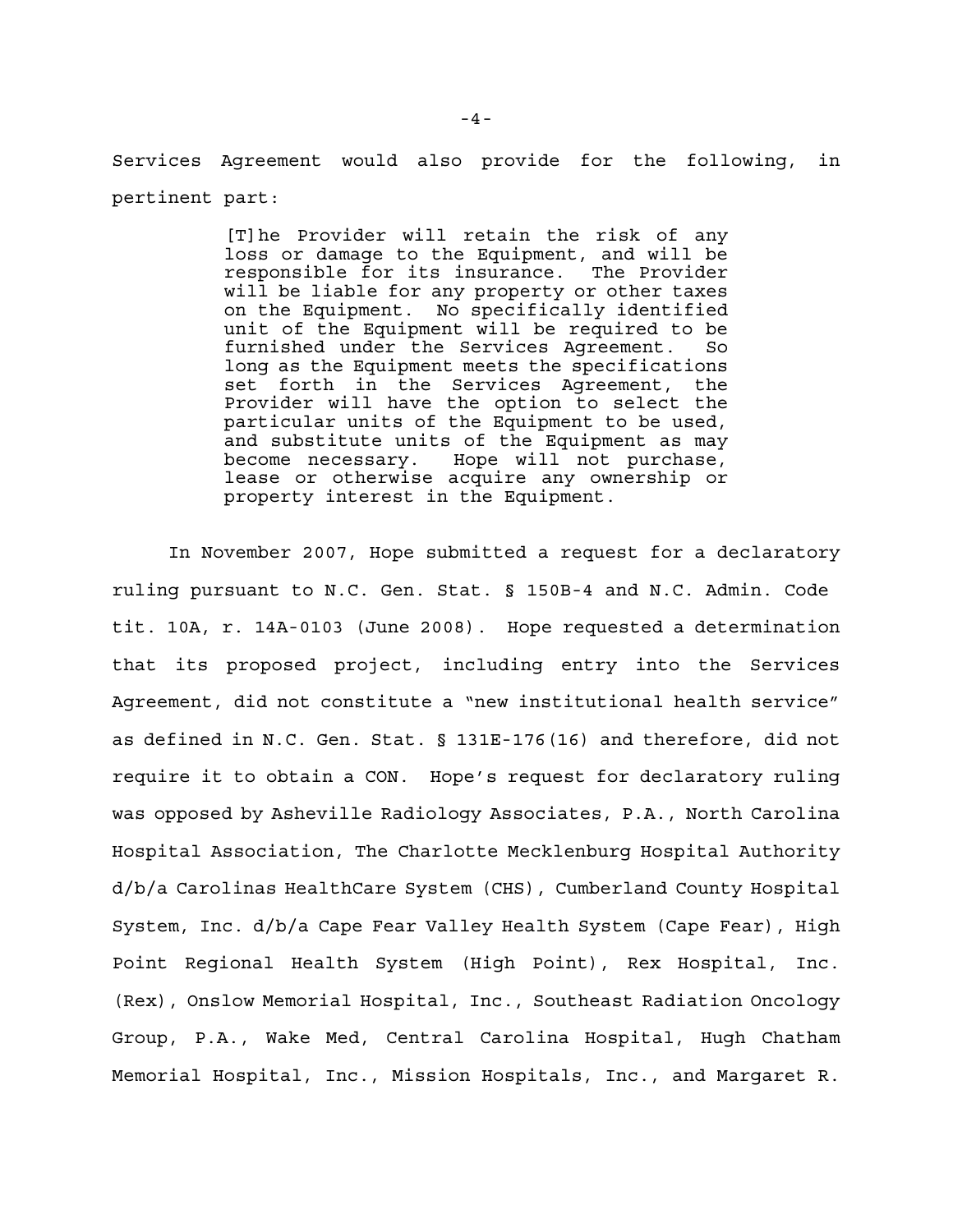Services Agreement would also provide for the following, in pertinent part:

> [T]he Provider will retain the risk of any loss or damage to the Equipment, and will be responsible for its insurance. The Provider will be liable for any property or other taxes on the Equipment. No specifically identified unit of the Equipment will be required to be furnished under the Services Agreement. So long as the Equipment meets the specifications set forth in the Services Agreement, the Provider will have the option to select the particular units of the Equipment to be used, and substitute units of the Equipment as may become necessary. Hope will not purchase, lease or otherwise acquire any ownership or property interest in the Equipment.

In November 2007, Hope submitted a request for a declaratory ruling pursuant to N.C. Gen. Stat. § 150B-4 and N.C. Admin. Code tit. 10A, r. 14A-0103 (June 2008). Hope requested a determination that its proposed project, including entry into the Services Agreement, did not constitute a "new institutional health service" as defined in N.C. Gen. Stat. § 131E-176(16) and therefore, did not require it to obtain a CON. Hope's request for declaratory ruling was opposed by Asheville Radiology Associates, P.A., North Carolina Hospital Association, The Charlotte Mecklenburg Hospital Authority d/b/a Carolinas HealthCare System (CHS), Cumberland County Hospital System, Inc. d/b/a Cape Fear Valley Health System (Cape Fear), High Point Regional Health System (High Point), Rex Hospital, Inc. (Rex), Onslow Memorial Hospital, Inc., Southeast Radiation Oncology Group, P.A., Wake Med, Central Carolina Hospital, Hugh Chatham Memorial Hospital, Inc., Mission Hospitals, Inc., and Margaret R.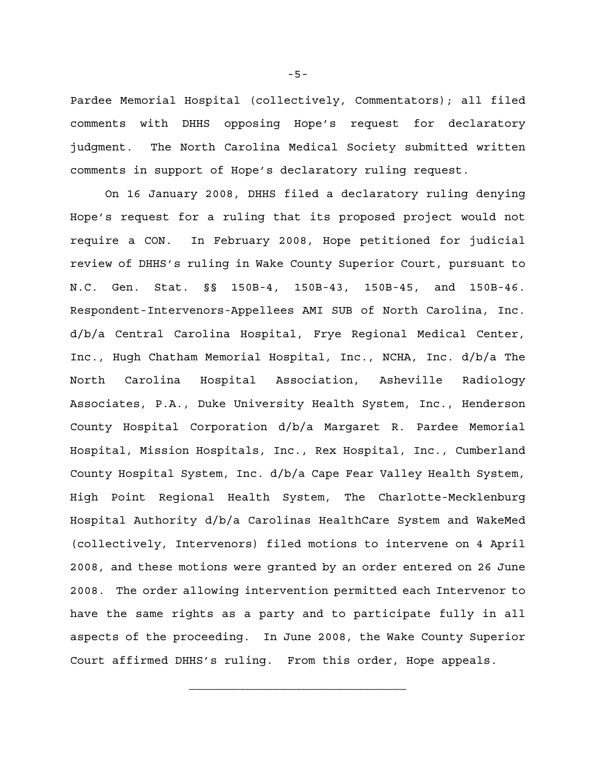Pardee Memorial Hospital (collectively, Commentators); all filed comments with DHHS opposing Hope's request for declaratory judgment. The North Carolina Medical Society submitted written comments in support of Hope's declaratory ruling request.

On 16 January 2008, DHHS filed a declaratory ruling denying Hope's request for a ruling that its proposed project would not require a CON. In February 2008, Hope petitioned for judicial review of DHHS's ruling in Wake County Superior Court, pursuant to N.C. Gen. Stat. §§ 150B-4, 150B-43, 150B-45, and 150B-46. Respondent-Intervenors-Appellees AMI SUB of North Carolina, Inc. d/b/a Central Carolina Hospital, Frye Regional Medical Center, Inc., Hugh Chatham Memorial Hospital, Inc., NCHA, Inc. d/b/a The North Carolina Hospital Association, Asheville Radiology Associates, P.A., Duke University Health System, Inc., Henderson County Hospital Corporation d/b/a Margaret R. Pardee Memorial Hospital, Mission Hospitals, Inc., Rex Hospital, Inc., Cumberland County Hospital System, Inc. d/b/a Cape Fear Valley Health System, High Point Regional Health System, The Charlotte-Mecklenburg Hospital Authority d/b/a Carolinas HealthCare System and WakeMed (collectively, Intervenors) filed motions to intervene on 4 April 2008, and these motions were granted by an order entered on 26 June 2008. The order allowing intervention permitted each Intervenor to have the same rights as a party and to participate fully in all aspects of the proceeding. In June 2008, the Wake County Superior Court affirmed DHHS's ruling. From this order, Hope appeals.

---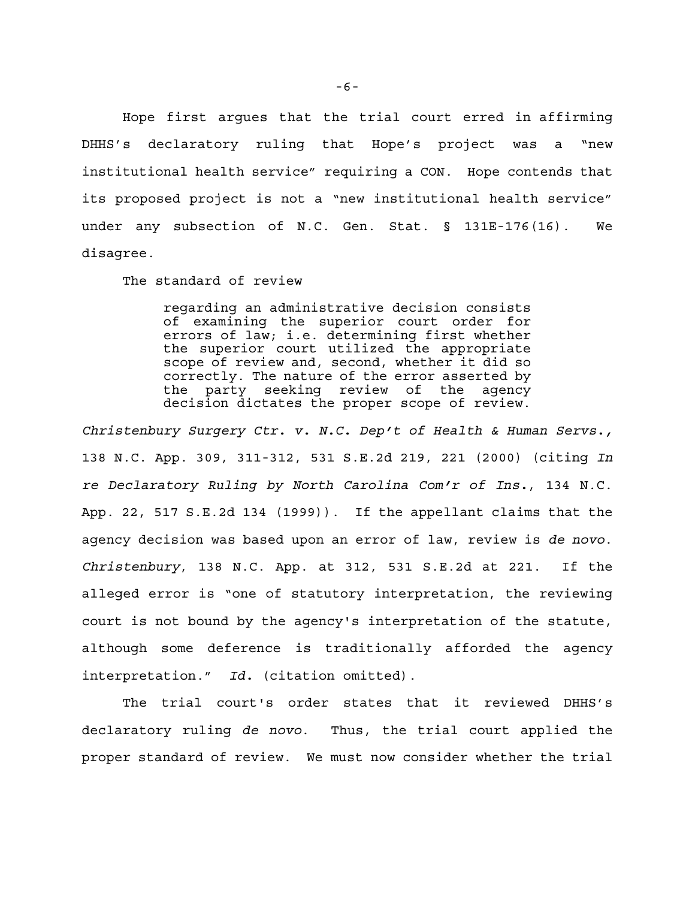Hope first argues that the trial court erred in affirming DHHS's declaratory ruling that Hope's project was a "new institutional health service" requiring a CON. Hope contends that its proposed project is not a "new institutional health service" under any subsection of N.C. Gen. Stat. § 131E-176(16). We disagree.

The standard of review

> regarding an administrative decision consists of examining the superior court order for errors of law; i.e. determining first whether the superior court utilized the appropriate scope of review and, second, whether it did so correctly. The nature of the error asserted by the party seeking review of the agency decision dictates the proper scope of review.

*Christenbury Surgery Ctr. v. N.C. Dep't of Health & Human Servs.*, 138 N.C. App. 309, 311-312, 531 S.E.2d 219, 221 (2000) (citing *In re Declaratory Ruling by North Carolina Com'r of Ins.*, 134 N.C. App. 22, 517 S.E.2d 134 (1999)). If the appellant claims that the agency decision was based upon an error of law, review is *de novo*. *Christenbury*, 138 N.C. App. at 312, 531 S.E.2d at 221. If the alleged error is "one of statutory interpretation, the reviewing court is not bound by the agency's interpretation of the statute, although some deference is traditionally afforded the agency interpretation." *Id.* (citation omitted).

The trial court's order states that it reviewed DHHS's declaratory ruling *de novo*. Thus, the trial court applied the proper standard of review. We must now consider whether the trial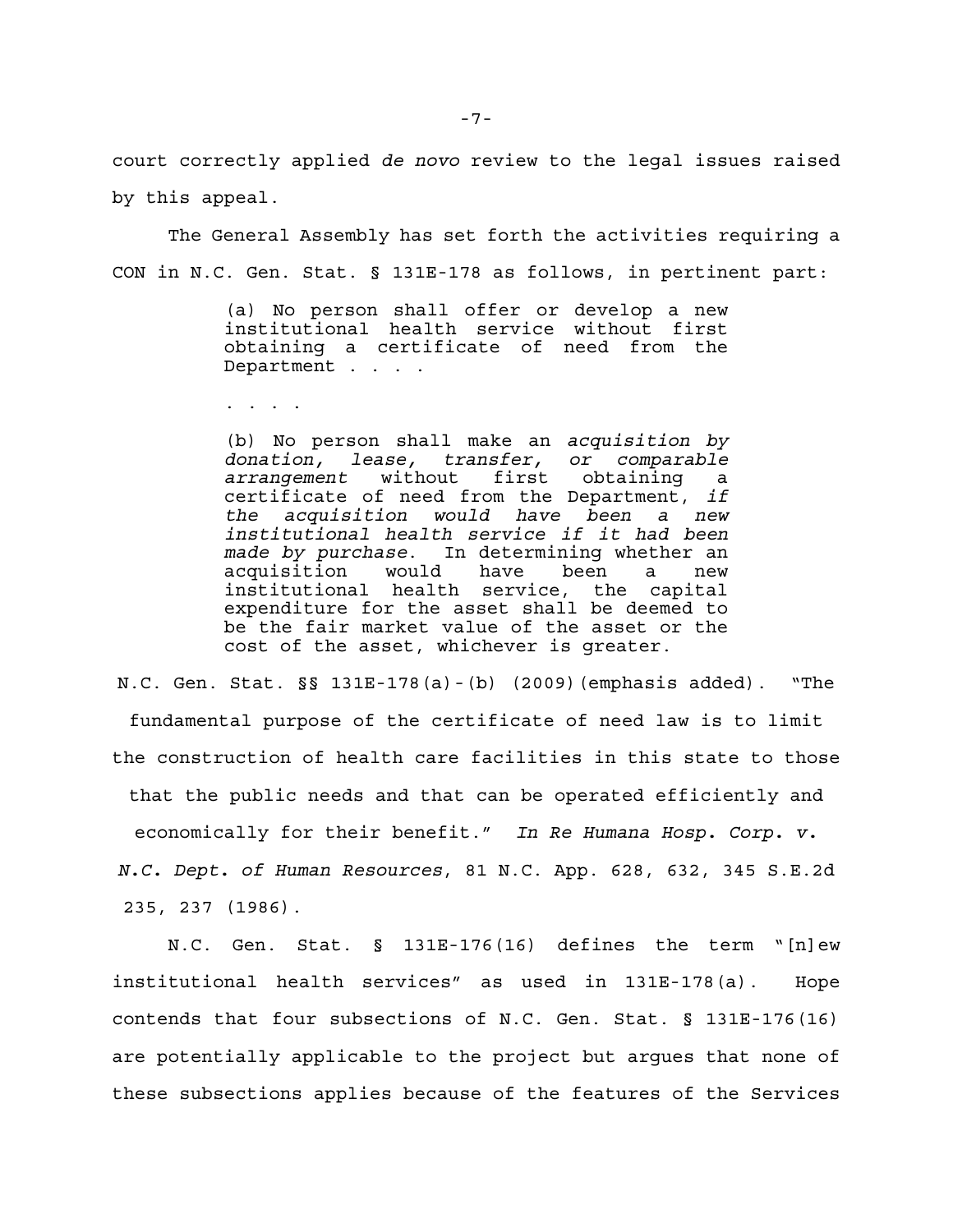court correctly applied *de novo* review to the legal issues raised by this appeal.

The General Assembly has set forth the activities requiring a CON in N.C. Gen. Stat. § 131E-178 as follows, in pertinent part:

> (a) No person shall offer or develop a new institutional health service without first obtaining a certificate of need from the Department . . . .
>
> . . . .
>
> (b) No person shall make an *acquisition by donation, lease, transfer, or comparable arrangement* without first obtaining a certificate of need from the Department, *if the acquisition would have been a new institutional health service if it had been made by purchase*. In determining whether an acquisition would have been a new institutional health service, the capital expenditure for the asset shall be deemed to be the fair market value of the asset or the cost of the asset, whichever is greater.

N.C. Gen. Stat. §§ 131E-178(a)-(b) (2009)(emphasis added). "The fundamental purpose of the certificate of need law is to limit the construction of health care facilities in this state to those that the public needs and that can be operated efficiently and economically for their benefit." *In Re Humana Hosp. Corp. v. N.C. Dept. of Human Resources*, 81 N.C. App. 628, 632, 345 S.E.2d 235, 237 (1986).

N.C. Gen. Stat. § 131E-176(16) defines the term "[n]ew institutional health services" as used in 131E-178(a). Hope contends that four subsections of N.C. Gen. Stat. § 131E-176(16) are potentially applicable to the project but argues that none of these subsections applies because of the features of the Services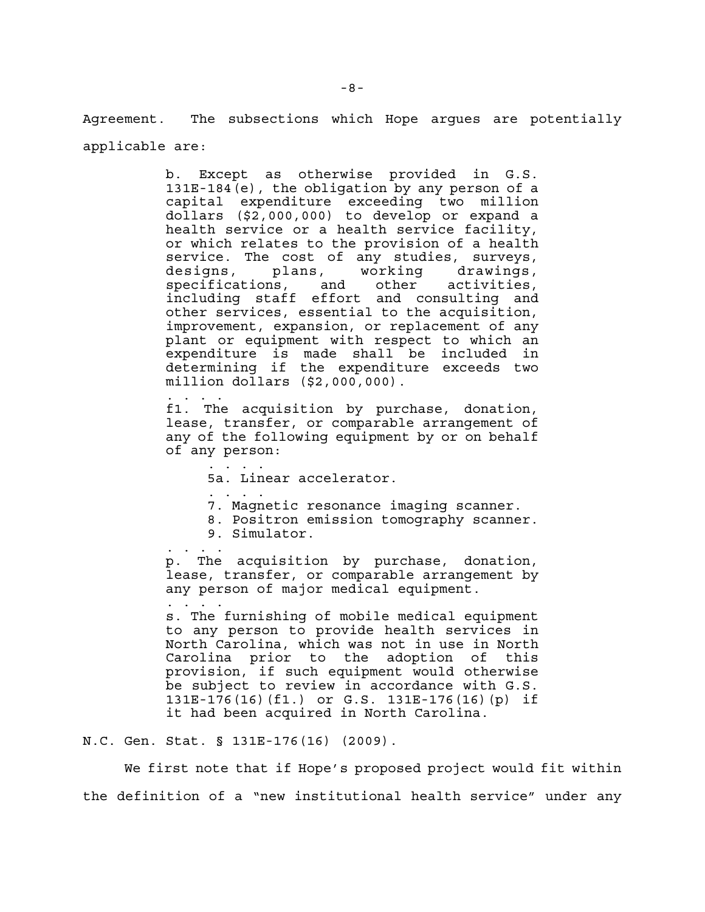Agreement. The subsections which Hope argues are potentially applicable are:

> b. Except as otherwise provided in G.S. 131E-184(e), the obligation by any person of a capital expenditure exceeding two million dollars ($2,000,000) to develop or expand a health service or a health service facility, or which relates to the provision of a health service. The cost of any studies, surveys, designs, plans, working drawings, specifications, and other activities, including staff effort and consulting and other services, essential to the acquisition, improvement, expansion, or replacement of any plant or equipment with respect to which an expenditure is made shall be included in determining if the expenditure exceeds two million dollars ($2,000,000).
>
> . . . .
>
> f1. The acquisition by purchase, donation, lease, transfer, or comparable arrangement of any of the following equipment by or on behalf of any person:
>
> > . . . .
> >
> > 5a. Linear accelerator.
> >
> > . . . .
> >
> > 7. Magnetic resonance imaging scanner.
> >
> > 8. Positron emission tomography scanner.
> >
> > 9. Simulator.
>
> . . . .
>
> p. The acquisition by purchase, donation, lease, transfer, or comparable arrangement by any person of major medical equipment.
>
> . . . .
>
> s. The furnishing of mobile medical equipment to any person to provide health services in North Carolina, which was not in use in North Carolina prior to the adoption of this provision, if such equipment would otherwise be subject to review in accordance with G.S. 131E-176(16)(f1.) or G.S. 131E-176(16)(p) if it had been acquired in North Carolina.

N.C. Gen. Stat. § 131E-176(16) (2009).

We first note that if Hope's proposed project would fit within the definition of a "new institutional health service" under any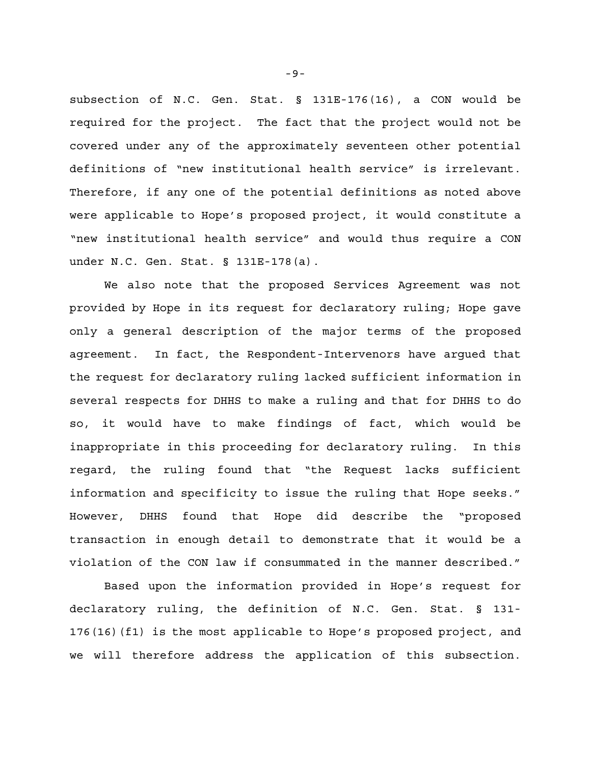subsection of N.C. Gen. Stat. § 131E-176(16), a CON would be required for the project. The fact that the project would not be covered under any of the approximately seventeen other potential definitions of "new institutional health service" is irrelevant. Therefore, if any one of the potential definitions as noted above were applicable to Hope's proposed project, it would constitute a "new institutional health service" and would thus require a CON under N.C. Gen. Stat. § 131E-178(a).

We also note that the proposed Services Agreement was not provided by Hope in its request for declaratory ruling; Hope gave only a general description of the major terms of the proposed agreement. In fact, the Respondent-Intervenors have argued that the request for declaratory ruling lacked sufficient information in several respects for DHHS to make a ruling and that for DHHS to do so, it would have to make findings of fact, which would be inappropriate in this proceeding for declaratory ruling. In this regard, the ruling found that "the Request lacks sufficient information and specificity to issue the ruling that Hope seeks." However, DHHS found that Hope did describe the "proposed transaction in enough detail to demonstrate that it would be a violation of the CON law if consummated in the manner described."

Based upon the information provided in Hope's request for declaratory ruling, the definition of N.C. Gen. Stat. § 131-176(16)(f1) is the most applicable to Hope's proposed project, and we will therefore address the application of this subsection.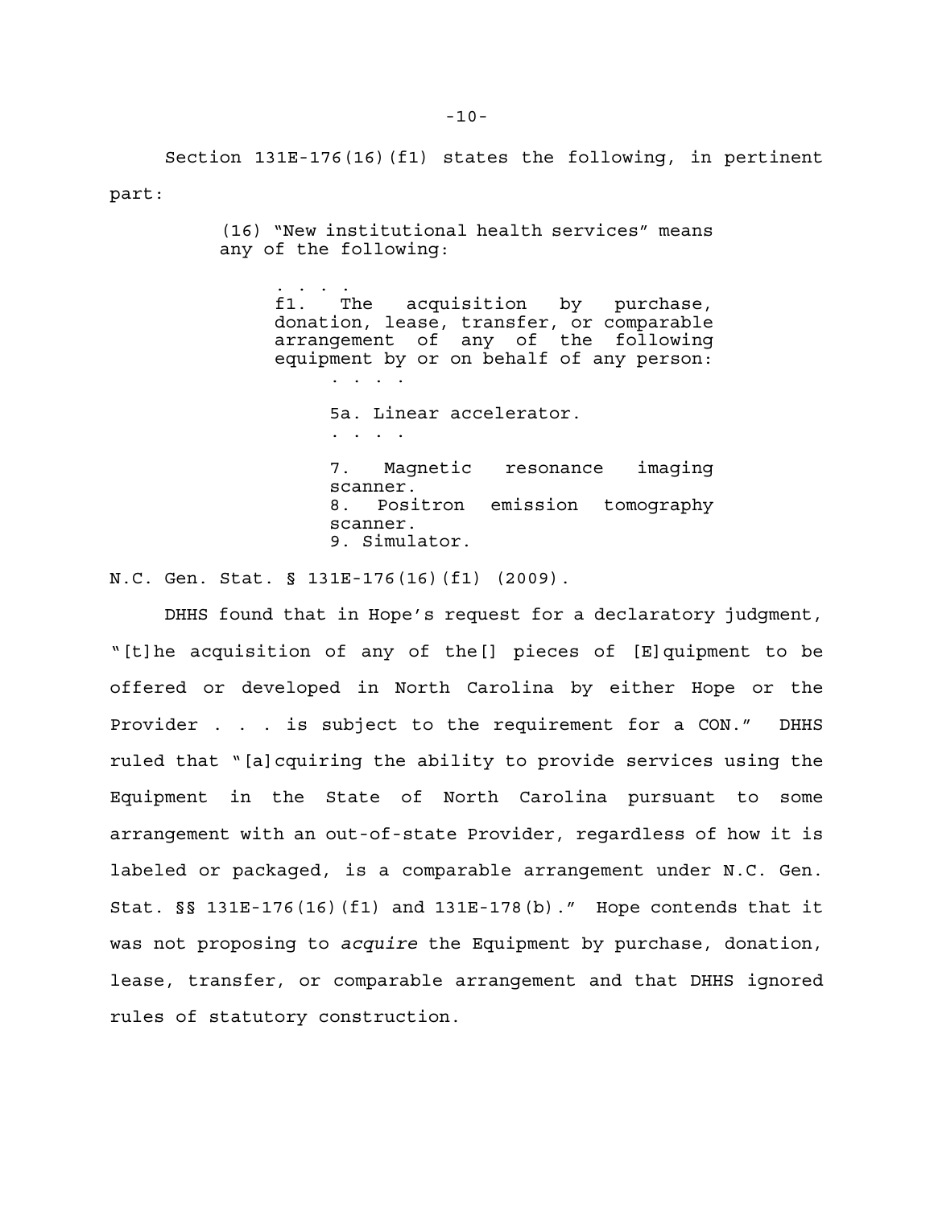Section 131E-176(16)(f1) states the following, in pertinent part:

> (16) "New institutional health services" means any of the following:
>
> . . . .
>
> f1. The acquisition by purchase, donation, lease, transfer, or comparable arrangement of any of the following equipment by or on behalf of any person:
>
> . . . .
>
> 5a. Linear accelerator.
>
> . . . .
>
> 7. Magnetic resonance imaging scanner.
> 8. Positron emission tomography scanner.
> 9. Simulator.

N.C. Gen. Stat. § 131E-176(16)(f1) (2009).

DHHS found that in Hope's request for a declaratory judgment, "[t]he acquisition of any of the[] pieces of [E]quipment to be offered or developed in North Carolina by either Hope or the Provider . . . is subject to the requirement for a CON." DHHS ruled that "[a]cquiring the ability to provide services using the Equipment in the State of North Carolina pursuant to some arrangement with an out-of-state Provider, regardless of how it is labeled or packaged, is a comparable arrangement under N.C. Gen. Stat. §§ 131E-176(16)(f1) and 131E-178(b)." Hope contends that it was not proposing to *acquire* the Equipment by purchase, donation, lease, transfer, or comparable arrangement and that DHHS ignored rules of statutory construction.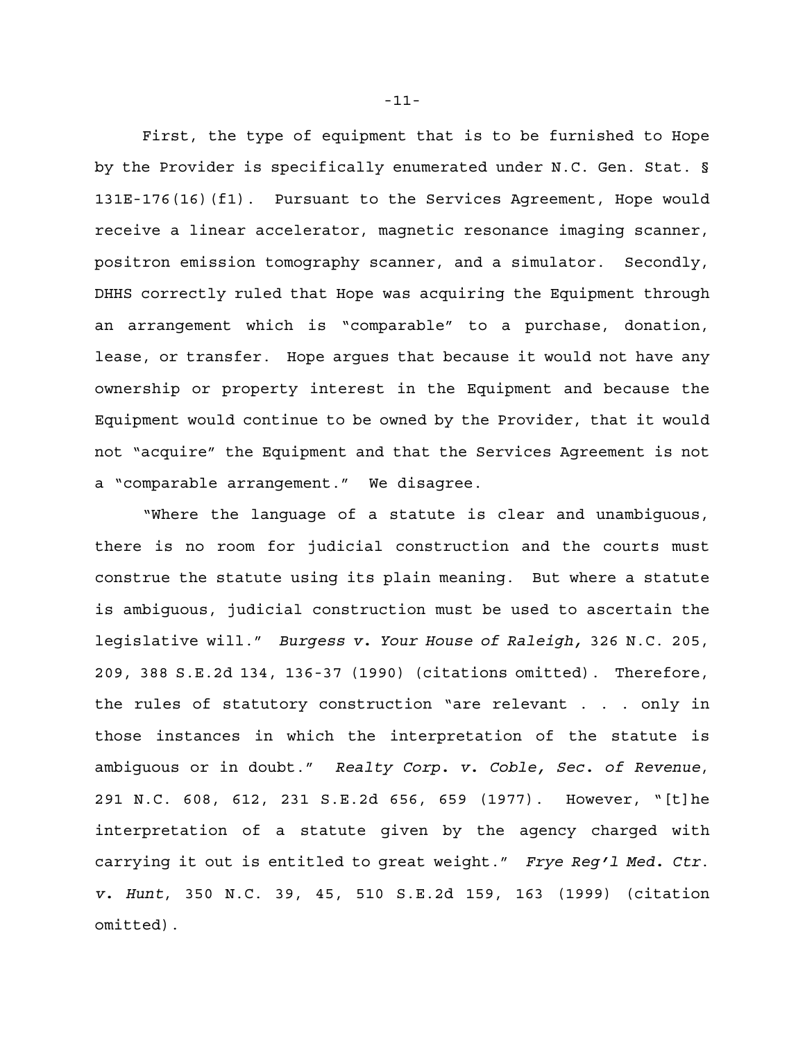First, the type of equipment that is to be furnished to Hope by the Provider is specifically enumerated under N.C. Gen. Stat. § 131E-176(16)(f1). Pursuant to the Services Agreement, Hope would receive a linear accelerator, magnetic resonance imaging scanner, positron emission tomography scanner, and a simulator. Secondly, DHHS correctly ruled that Hope was acquiring the Equipment through an arrangement which is "comparable" to a purchase, donation, lease, or transfer. Hope argues that because it would not have any ownership or property interest in the Equipment and because the Equipment would continue to be owned by the Provider, that it would not "acquire" the Equipment and that the Services Agreement is not a "comparable arrangement." We disagree.

"Where the language of a statute is clear and unambiguous, there is no room for judicial construction and the courts must construe the statute using its plain meaning. But where a statute is ambiguous, judicial construction must be used to ascertain the legislative will." *Burgess v. Your House of Raleigh,* 326 N.C. 205, 209, 388 S.E.2d 134, 136-37 (1990) (citations omitted). Therefore, the rules of statutory construction "are relevant . . . only in those instances in which the interpretation of the statute is ambiguous or in doubt." *Realty Corp. v. Coble, Sec. of Revenue*, 291 N.C. 608, 612, 231 S.E.2d 656, 659 (1977). However, "[t]he interpretation of a statute given by the agency charged with carrying it out is entitled to great weight." *Frye Reg'l Med. Ctr. v. Hunt*, 350 N.C. 39, 45, 510 S.E.2d 159, 163 (1999) (citation omitted).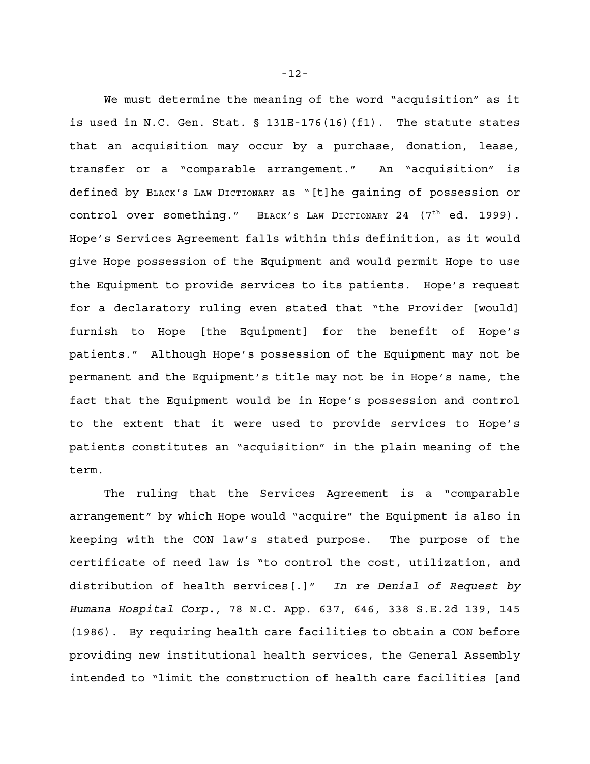We must determine the meaning of the word "acquisition" as it is used in N.C. Gen. Stat. § 131E-176(16)(f1). The statute states that an acquisition may occur by a purchase, donation, lease, transfer or a "comparable arrangement." An "acquisition" is defined by BLACK'S LAW DICTIONARY as "[t]he gaining of possession or control over something." BLACK'S LAW DICTIONARY 24 (7th ed. 1999). Hope's Services Agreement falls within this definition, as it would give Hope possession of the Equipment and would permit Hope to use the Equipment to provide services to its patients. Hope's request for a declaratory ruling even stated that "the Provider [would] furnish to Hope [the Equipment] for the benefit of Hope's patients." Although Hope's possession of the Equipment may not be permanent and the Equipment's title may not be in Hope's name, the fact that the Equipment would be in Hope's possession and control to the extent that it were used to provide services to Hope's patients constitutes an "acquisition" in the plain meaning of the term.

The ruling that the Services Agreement is a "comparable arrangement" by which Hope would "acquire" the Equipment is also in keeping with the CON law's stated purpose. The purpose of the certificate of need law is "to control the cost, utilization, and distribution of health services[.]" *In re Denial of Request by Humana Hospital Corp.*, 78 N.C. App. 637, 646, 338 S.E.2d 139, 145 (1986). By requiring health care facilities to obtain a CON before providing new institutional health services, the General Assembly intended to "limit the construction of health care facilities [and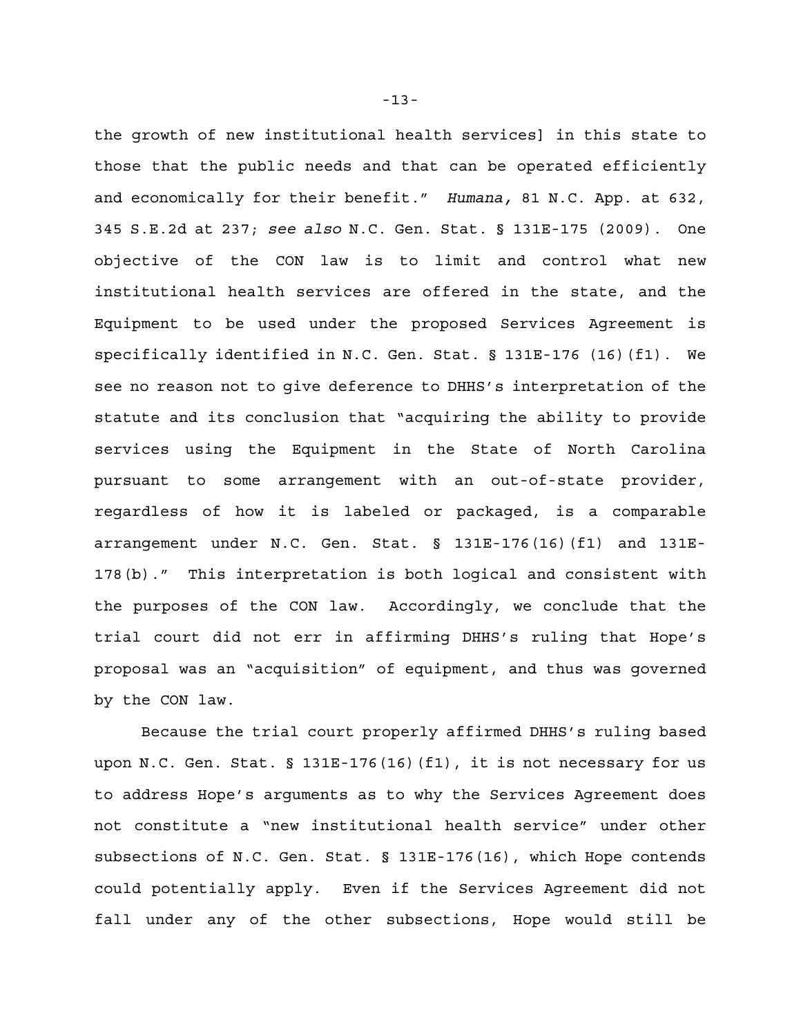the growth of new institutional health services] in this state to those that the public needs and that can be operated efficiently and economically for their benefit." *Humana,* 81 N.C. App. at 632, 345 S.E.2d at 237; *see also* N.C. Gen. Stat. § 131E-175 (2009). One objective of the CON law is to limit and control what new institutional health services are offered in the state, and the Equipment to be used under the proposed Services Agreement is specifically identified in N.C. Gen. Stat. § 131E-176 (16)(f1). We see no reason not to give deference to DHHS's interpretation of the statute and its conclusion that "acquiring the ability to provide services using the Equipment in the State of North Carolina pursuant to some arrangement with an out-of-state provider, regardless of how it is labeled or packaged, is a comparable arrangement under N.C. Gen. Stat. § 131E-176(16)(f1) and 131E-178(b)." This interpretation is both logical and consistent with the purposes of the CON law. Accordingly, we conclude that the trial court did not err in affirming DHHS's ruling that Hope's proposal was an "acquisition" of equipment, and thus was governed by the CON law.

Because the trial court properly affirmed DHHS's ruling based upon N.C. Gen. Stat. § 131E-176(16)(f1), it is not necessary for us to address Hope's arguments as to why the Services Agreement does not constitute a "new institutional health service" under other subsections of N.C. Gen. Stat. § 131E-176(16), which Hope contends could potentially apply. Even if the Services Agreement did not fall under any of the other subsections, Hope would still be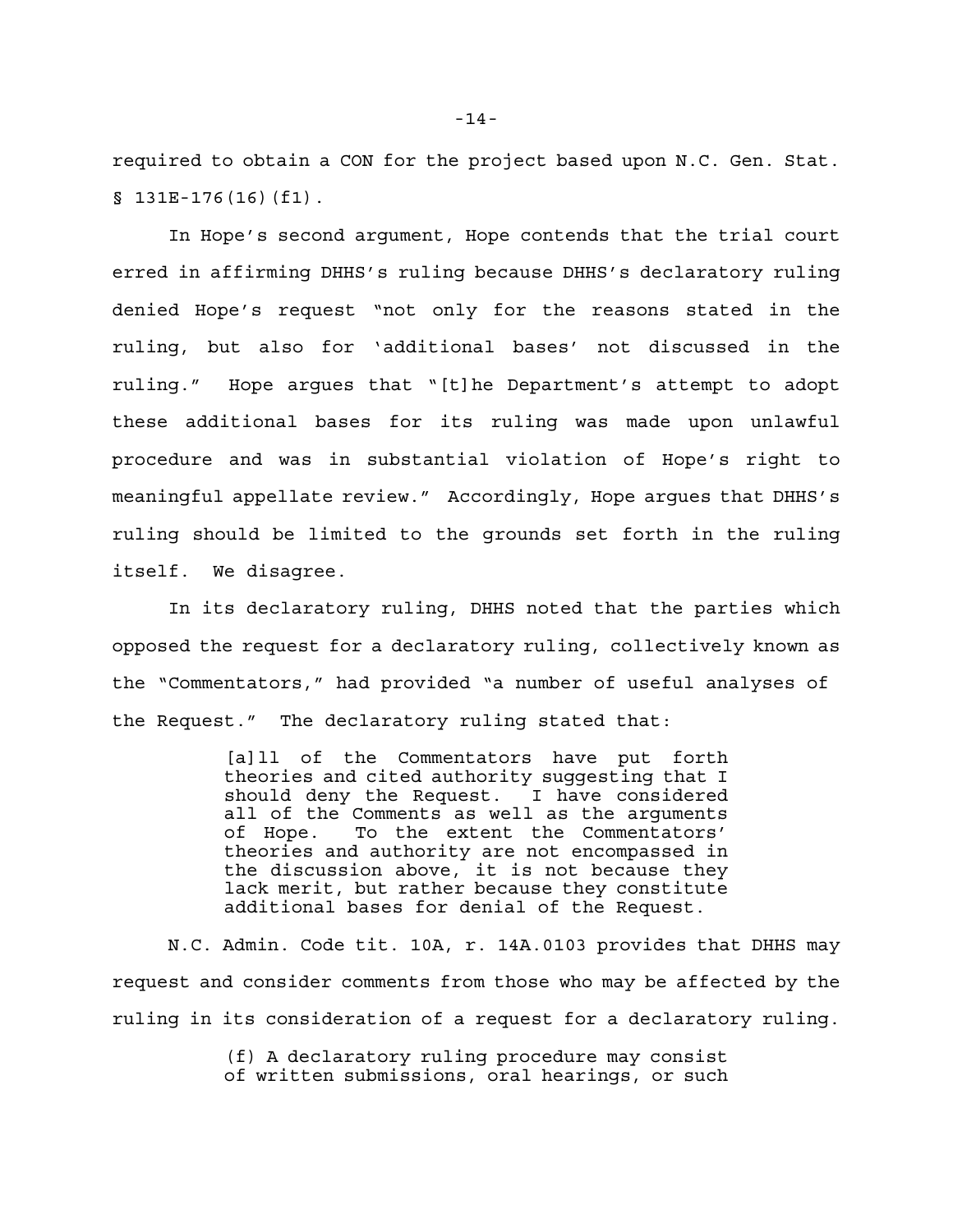required to obtain a CON for the project based upon N.C. Gen. Stat. § 131E-176(16)(f1).

In Hope's second argument, Hope contends that the trial court erred in affirming DHHS's ruling because DHHS's declaratory ruling denied Hope's request "not only for the reasons stated in the ruling, but also for 'additional bases' not discussed in the ruling." Hope argues that "[t]he Department's attempt to adopt these additional bases for its ruling was made upon unlawful procedure and was in substantial violation of Hope's right to meaningful appellate review." Accordingly, Hope argues that DHHS's ruling should be limited to the grounds set forth in the ruling itself. We disagree.

In its declaratory ruling, DHHS noted that the parties which opposed the request for a declaratory ruling, collectively known as the "Commentators," had provided "a number of useful analyses of the Request." The declaratory ruling stated that:

> [a]ll of the Commentators have put forth theories and cited authority suggesting that I should deny the Request. I have considered all of the Comments as well as the arguments of Hope. To the extent the Commentators' theories and authority are not encompassed in the discussion above, it is not because they lack merit, but rather because they constitute additional bases for denial of the Request.

N.C. Admin. Code tit. 10A, r. 14A.0103 provides that DHHS may request and consider comments from those who may be affected by the ruling in its consideration of a request for a declaratory ruling.

> (f) A declaratory ruling procedure may consist of written submissions, oral hearings, or such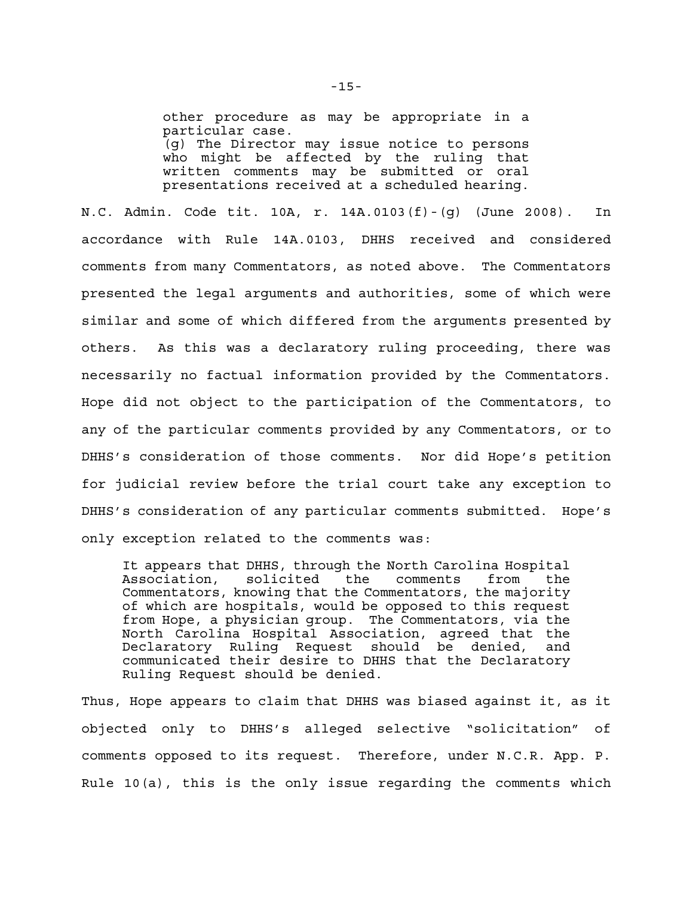> other procedure as may be appropriate in a particular case.
> (g) The Director may issue notice to persons who might be affected by the ruling that written comments may be submitted or oral presentations received at a scheduled hearing.

N.C. Admin. Code tit. 10A, r. 14A.0103(f)-(g) (June 2008). In accordance with Rule 14A.0103, DHHS received and considered comments from many Commentators, as noted above. The Commentators presented the legal arguments and authorities, some of which were similar and some of which differed from the arguments presented by others. As this was a declaratory ruling proceeding, there was necessarily no factual information provided by the Commentators. Hope did not object to the participation of the Commentators, to any of the particular comments provided by any Commentators, or to DHHS's consideration of those comments. Nor did Hope's petition for judicial review before the trial court take any exception to DHHS's consideration of any particular comments submitted. Hope's only exception related to the comments was:

> It appears that DHHS, through the North Carolina Hospital Association, solicited the comments from the Commentators, knowing that the Commentators, the majority of which are hospitals, would be opposed to this request from Hope, a physician group. The Commentators, via the North Carolina Hospital Association, agreed that the Declaratory Ruling Request should be denied, and communicated their desire to DHHS that the Declaratory Ruling Request should be denied.

Thus, Hope appears to claim that DHHS was biased against it, as it objected only to DHHS's alleged selective "solicitation" of comments opposed to its request. Therefore, under N.C.R. App. P. Rule 10(a), this is the only issue regarding the comments which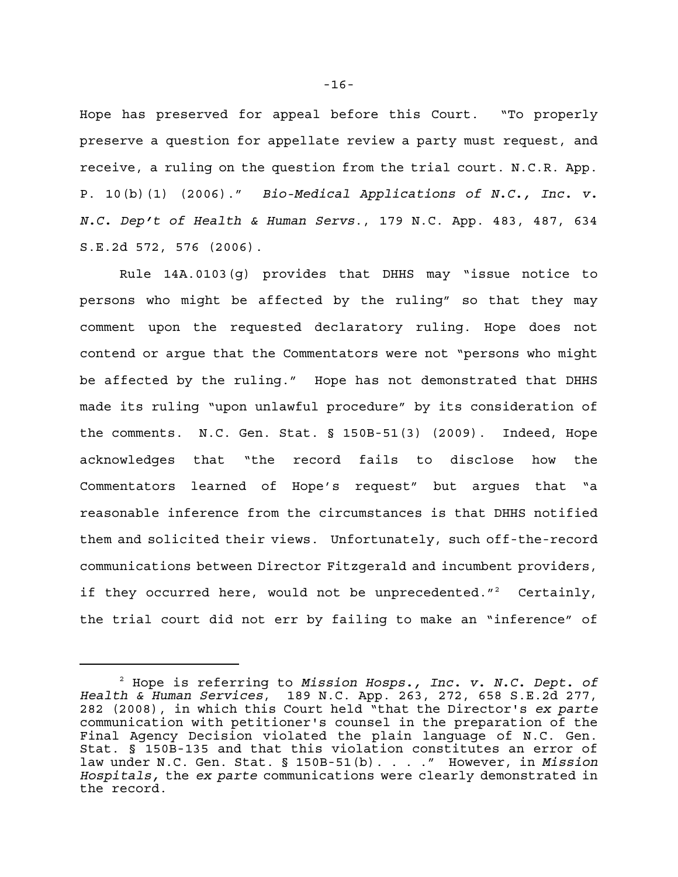Hope has preserved for appeal before this Court. "To properly preserve a question for appellate review a party must request, and receive, a ruling on the question from the trial court. N.C.R. App. P. 10(b)(1) (2006)." *Bio-Medical Applications of N.C., Inc. v. N.C. Dep't of Health & Human Servs.*, 179 N.C. App. 483, 487, 634 S.E.2d 572, 576 (2006).

Rule 14A.0103(g) provides that DHHS may "issue notice to persons who might be affected by the ruling" so that they may comment upon the requested declaratory ruling. Hope does not contend or argue that the Commentators were not "persons who might be affected by the ruling." Hope has not demonstrated that DHHS made its ruling "upon unlawful procedure" by its consideration of the comments. N.C. Gen. Stat. § 150B-51(3) (2009). Indeed, Hope acknowledges that "the record fails to disclose how the Commentators learned of Hope's request" but argues that "a reasonable inference from the circumstances is that DHHS notified them and solicited their views. Unfortunately, such off-the-record communications between Director Fitzgerald and incumbent providers, if they occurred here, would not be unprecedented."[2] Certainly, the trial court did not err by failing to make an "inference" of

[2] Hope is referring to *Mission Hosps., Inc. v. N.C. Dept. of Health & Human Services*, 189 N.C. App. 263, 272, 658 S.E.2d 277, 282 (2008), in which this Court held "that the Director's *ex parte* communication with petitioner's counsel in the preparation of the Final Agency Decision violated the plain language of N.C. Gen. Stat. § 150B-135 and that this violation constitutes an error of law under N.C. Gen. Stat. § 150B-51(b). . . ." However, in *Mission Hospitals*, the *ex parte* communications were clearly demonstrated in the record.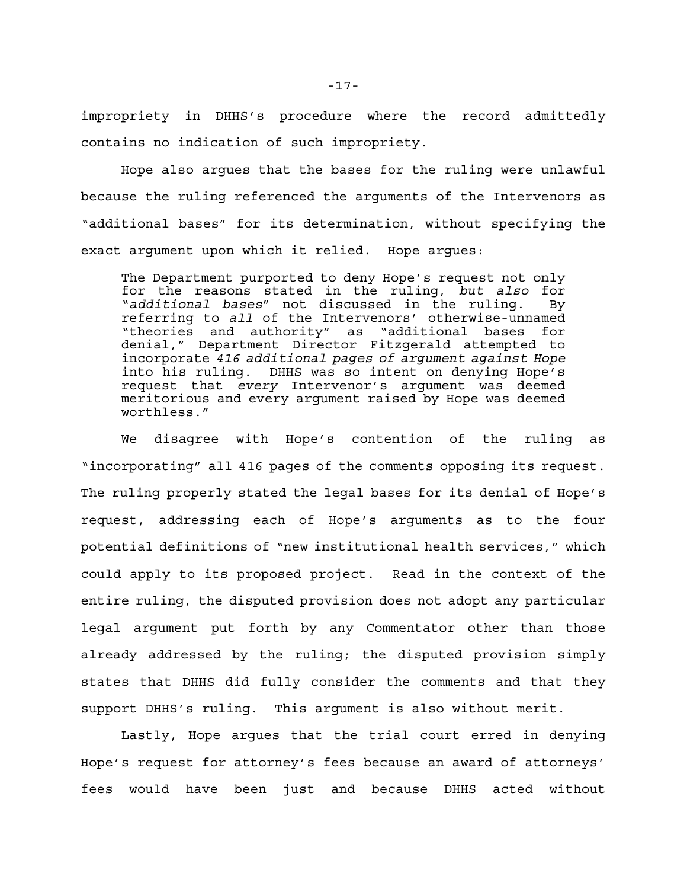impropriety in DHHS's procedure where the record admittedly contains no indication of such impropriety.

Hope also argues that the bases for the ruling were unlawful because the ruling referenced the arguments of the Intervenors as "additional bases" for its determination, without specifying the exact argument upon which it relied. Hope argues:

> The Department purported to deny Hope's request not only for the reasons stated in the ruling, *but also* for "*additional bases*" not discussed in the ruling. By referring to *all* of the Intervenors' otherwise-unnamed "theories and authority" as "additional bases for denial," Department Director Fitzgerald attempted to incorporate *416 additional pages of argument against Hope* into his ruling. DHHS was so intent on denying Hope's request that *every* Intervenor's argument was deemed meritorious and every argument raised by Hope was deemed worthless."

We disagree with Hope's contention of the ruling as "incorporating" all 416 pages of the comments opposing its request. The ruling properly stated the legal bases for its denial of Hope's request, addressing each of Hope's arguments as to the four potential definitions of "new institutional health services," which could apply to its proposed project. Read in the context of the entire ruling, the disputed provision does not adopt any particular legal argument put forth by any Commentator other than those already addressed by the ruling; the disputed provision simply states that DHHS did fully consider the comments and that they support DHHS's ruling. This argument is also without merit.

Lastly, Hope argues that the trial court erred in denying Hope's request for attorney's fees because an award of attorneys' fees would have been just and because DHHS acted without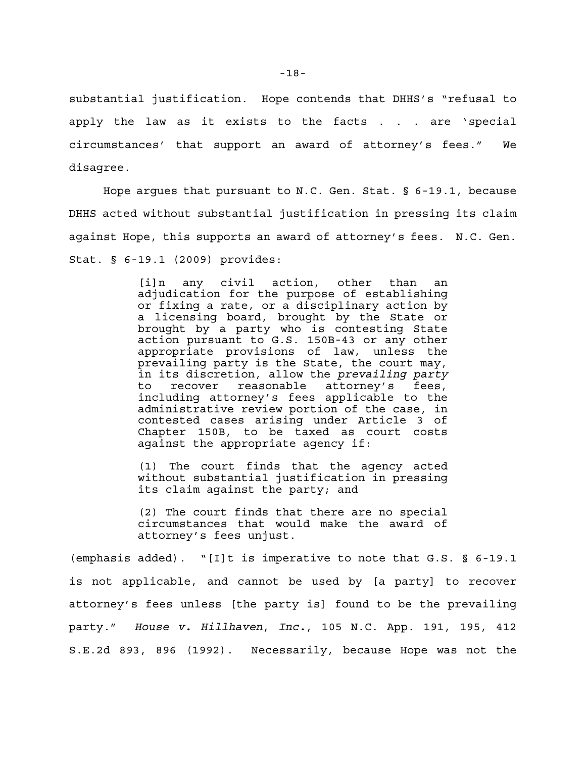substantial justification. Hope contends that DHHS's "refusal to apply the law as it exists to the facts . . . are 'special circumstances' that support an award of attorney's fees." We disagree.

Hope argues that pursuant to N.C. Gen. Stat. § 6-19.1, because DHHS acted without substantial justification in pressing its claim against Hope, this supports an award of attorney's fees. N.C. Gen. Stat. § 6-19.1 (2009) provides:

> [i]n any civil action, other than an adjudication for the purpose of establishing or fixing a rate, or a disciplinary action by a licensing board, brought by the State or brought by a party who is contesting State action pursuant to G.S. 150B-43 or any other appropriate provisions of law, unless the prevailing party is the State, the court may, in its discretion, allow the *prevailing party* to recover reasonable attorney's fees, including attorney's fees applicable to the administrative review portion of the case, in contested cases arising under Article 3 of Chapter 150B, to be taxed as court costs against the appropriate agency if:
>
> (1) The court finds that the agency acted without substantial justification in pressing its claim against the party; and
>
> (2) The court finds that there are no special circumstances that would make the award of attorney's fees unjust.

(emphasis added). "[I]t is imperative to note that G.S. § 6-19.1 is not applicable, and cannot be used by [a party] to recover attorney's fees unless [the party is] found to be the prevailing party." *House v. Hillhaven, Inc.*, 105 N.C. App. 191, 195, 412 S.E.2d 893, 896 (1992). Necessarily, because Hope was not the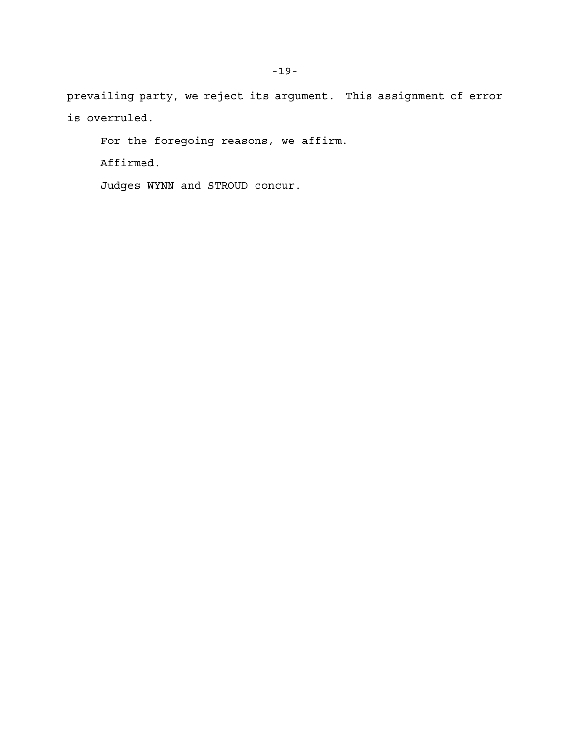prevailing party, we reject its argument. This assignment of error is overruled.

For the foregoing reasons, we affirm.

Affirmed.

Judges WYNN and STROUD concur.